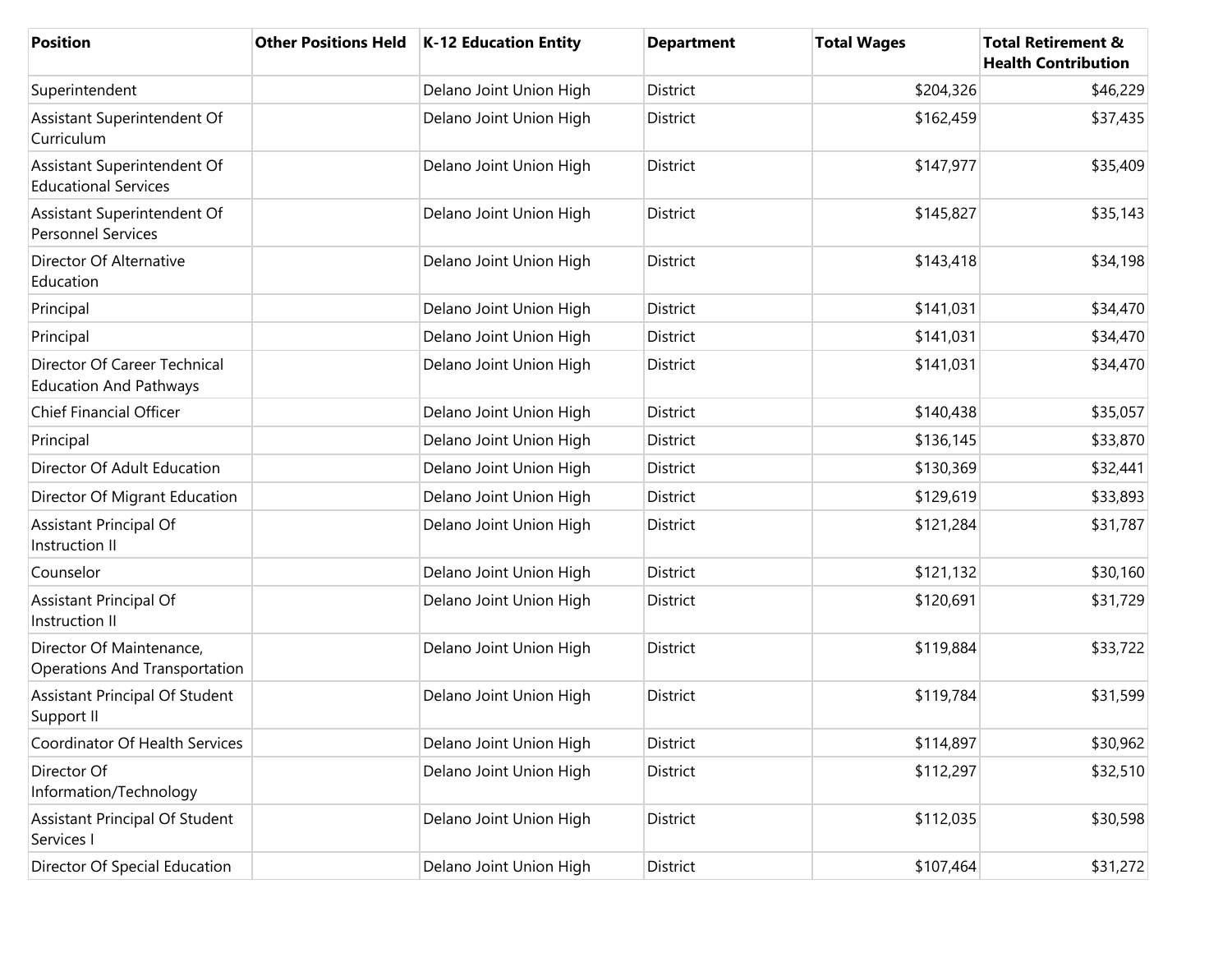| Position | Other Positions Held | K-12 Education Entity | Department | Total Wages | Total Retirement & Health Contribution |
|---|---|---|---|---|---|
| Superintendent | | Delano Joint Union High | District | $204,326 | $46,229 |
| Assistant Superintendent Of Curriculum | | Delano Joint Union High | District | $162,459 | $37,435 |
| Assistant Superintendent Of Educational Services | | Delano Joint Union High | District | $147,977 | $35,409 |
| Assistant Superintendent Of Personnel Services | | Delano Joint Union High | District | $145,827 | $35,143 |
| Director Of Alternative Education | | Delano Joint Union High | District | $143,418 | $34,198 |
| Principal | | Delano Joint Union High | District | $141,031 | $34,470 |
| Principal | | Delano Joint Union High | District | $141,031 | $34,470 |
| Director Of Career Technical Education And Pathways | | Delano Joint Union High | District | $141,031 | $34,470 |
| Chief Financial Officer | | Delano Joint Union High | District | $140,438 | $35,057 |
| Principal | | Delano Joint Union High | District | $136,145 | $33,870 |
| Director Of Adult Education | | Delano Joint Union High | District | $130,369 | $32,441 |
| Director Of Migrant Education | | Delano Joint Union High | District | $129,619 | $33,893 |
| Assistant Principal Of Instruction II | | Delano Joint Union High | District | $121,284 | $31,787 |
| Counselor | | Delano Joint Union High | District | $121,132 | $30,160 |
| Assistant Principal Of Instruction II | | Delano Joint Union High | District | $120,691 | $31,729 |
| Director Of Maintenance, Operations And Transportation | | Delano Joint Union High | District | $119,884 | $33,722 |
| Assistant Principal Of Student Support II | | Delano Joint Union High | District | $119,784 | $31,599 |
| Coordinator Of Health Services | | Delano Joint Union High | District | $114,897 | $30,962 |
| Director Of Information/Technology | | Delano Joint Union High | District | $112,297 | $32,510 |
| Assistant Principal Of Student Services I | | Delano Joint Union High | District | $112,035 | $30,598 |
| Director Of Special Education | | Delano Joint Union High | District | $107,464 | $31,272 |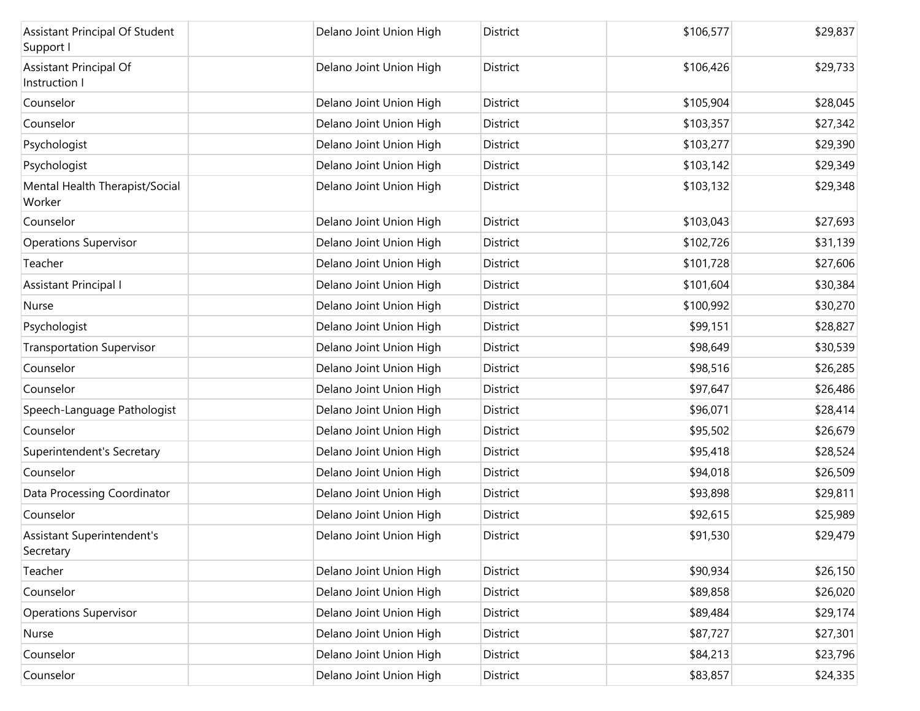| | | | | | |
|---|---|---|---|---|---|
| Assistant Principal Of Student Support I | | Delano Joint Union High | District | $106,577 | $29,837 |
| Assistant Principal Of Instruction I | | Delano Joint Union High | District | $106,426 | $29,733 |
| Counselor | | Delano Joint Union High | District | $105,904 | $28,045 |
| Counselor | | Delano Joint Union High | District | $103,357 | $27,342 |
| Psychologist | | Delano Joint Union High | District | $103,277 | $29,390 |
| Psychologist | | Delano Joint Union High | District | $103,142 | $29,349 |
| Mental Health Therapist/Social Worker | | Delano Joint Union High | District | $103,132 | $29,348 |
| Counselor | | Delano Joint Union High | District | $103,043 | $27,693 |
| Operations Supervisor | | Delano Joint Union High | District | $102,726 | $31,139 |
| Teacher | | Delano Joint Union High | District | $101,728 | $27,606 |
| Assistant Principal I | | Delano Joint Union High | District | $101,604 | $30,384 |
| Nurse | | Delano Joint Union High | District | $100,992 | $30,270 |
| Psychologist | | Delano Joint Union High | District | $99,151 | $28,827 |
| Transportation Supervisor | | Delano Joint Union High | District | $98,649 | $30,539 |
| Counselor | | Delano Joint Union High | District | $98,516 | $26,285 |
| Counselor | | Delano Joint Union High | District | $97,647 | $26,486 |
| Speech-Language Pathologist | | Delano Joint Union High | District | $96,071 | $28,414 |
| Counselor | | Delano Joint Union High | District | $95,502 | $26,679 |
| Superintendent's Secretary | | Delano Joint Union High | District | $95,418 | $28,524 |
| Counselor | | Delano Joint Union High | District | $94,018 | $26,509 |
| Data Processing Coordinator | | Delano Joint Union High | District | $93,898 | $29,811 |
| Counselor | | Delano Joint Union High | District | $92,615 | $25,989 |
| Assistant Superintendent's Secretary | | Delano Joint Union High | District | $91,530 | $29,479 |
| Teacher | | Delano Joint Union High | District | $90,934 | $26,150 |
| Counselor | | Delano Joint Union High | District | $89,858 | $26,020 |
| Operations Supervisor | | Delano Joint Union High | District | $89,484 | $29,174 |
| Nurse | | Delano Joint Union High | District | $87,727 | $27,301 |
| Counselor | | Delano Joint Union High | District | $84,213 | $23,796 |
| Counselor | | Delano Joint Union High | District | $83,857 | $24,335 |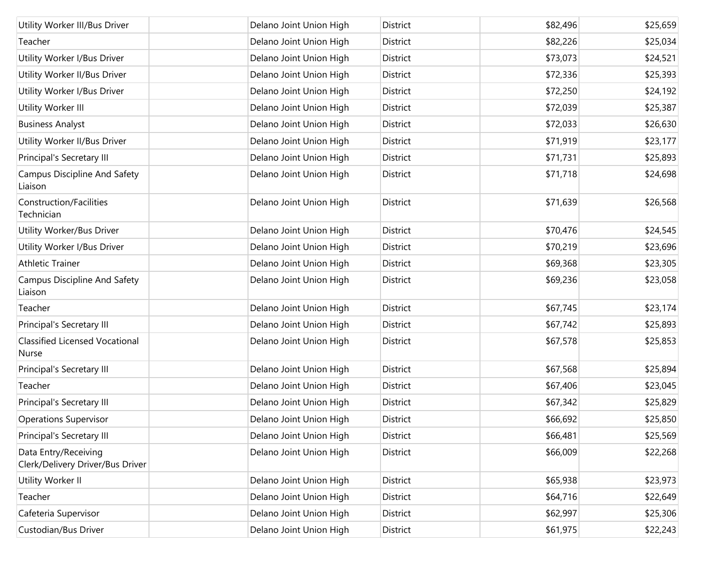| | | | | | |
|---|---|---|---|---|---|
| Utility Worker III/Bus Driver | | Delano Joint Union High | District | $82,496 | $25,659 |
| Teacher | | Delano Joint Union High | District | $82,226 | $25,034 |
| Utility Worker I/Bus Driver | | Delano Joint Union High | District | $73,073 | $24,521 |
| Utility Worker II/Bus Driver | | Delano Joint Union High | District | $72,336 | $25,393 |
| Utility Worker I/Bus Driver | | Delano Joint Union High | District | $72,250 | $24,192 |
| Utility Worker III | | Delano Joint Union High | District | $72,039 | $25,387 |
| Business Analyst | | Delano Joint Union High | District | $72,033 | $26,630 |
| Utility Worker II/Bus Driver | | Delano Joint Union High | District | $71,919 | $23,177 |
| Principal's Secretary III | | Delano Joint Union High | District | $71,731 | $25,893 |
| Campus Discipline And Safety Liaison | | Delano Joint Union High | District | $71,718 | $24,698 |
| Construction/Facilities Technician | | Delano Joint Union High | District | $71,639 | $26,568 |
| Utility Worker/Bus Driver | | Delano Joint Union High | District | $70,476 | $24,545 |
| Utility Worker I/Bus Driver | | Delano Joint Union High | District | $70,219 | $23,696 |
| Athletic Trainer | | Delano Joint Union High | District | $69,368 | $23,305 |
| Campus Discipline And Safety Liaison | | Delano Joint Union High | District | $69,236 | $23,058 |
| Teacher | | Delano Joint Union High | District | $67,745 | $23,174 |
| Principal's Secretary III | | Delano Joint Union High | District | $67,742 | $25,893 |
| Classified Licensed Vocational Nurse | | Delano Joint Union High | District | $67,578 | $25,853 |
| Principal's Secretary III | | Delano Joint Union High | District | $67,568 | $25,894 |
| Teacher | | Delano Joint Union High | District | $67,406 | $23,045 |
| Principal's Secretary III | | Delano Joint Union High | District | $67,342 | $25,829 |
| Operations Supervisor | | Delano Joint Union High | District | $66,692 | $25,850 |
| Principal's Secretary III | | Delano Joint Union High | District | $66,481 | $25,569 |
| Data Entry/Receiving Clerk/Delivery Driver/Bus Driver | | Delano Joint Union High | District | $66,009 | $22,268 |
| Utility Worker II | | Delano Joint Union High | District | $65,938 | $23,973 |
| Teacher | | Delano Joint Union High | District | $64,716 | $22,649 |
| Cafeteria Supervisor | | Delano Joint Union High | District | $62,997 | $25,306 |
| Custodian/Bus Driver | | Delano Joint Union High | District | $61,975 | $22,243 |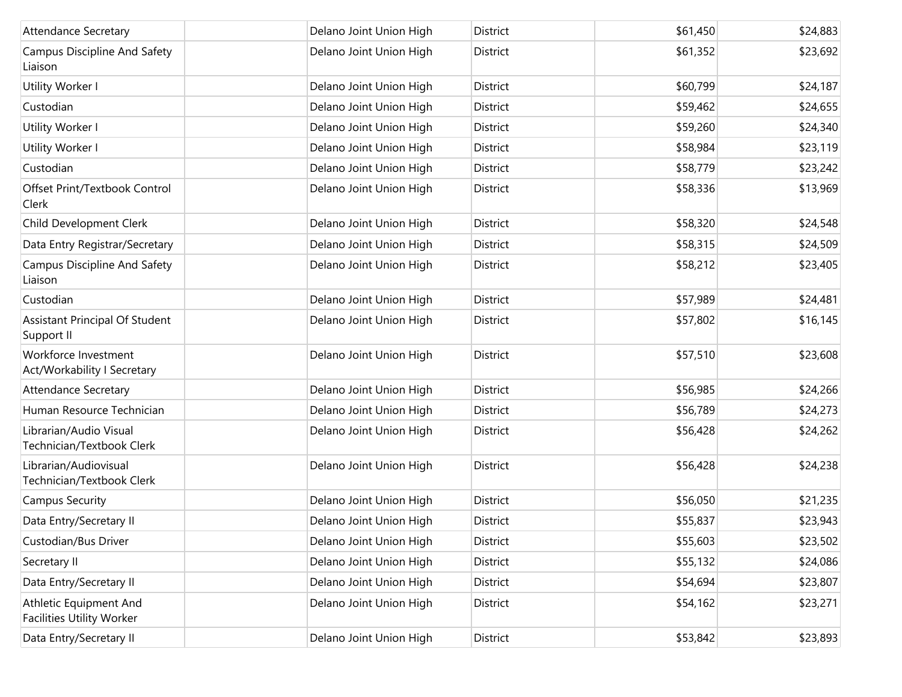| | | | | | |
|---|---|---|---|---|---|
| Attendance Secretary | | Delano Joint Union High | District | $61,450 | $24,883 |
| Campus Discipline And Safety Liaison | | Delano Joint Union High | District | $61,352 | $23,692 |
| Utility Worker I | | Delano Joint Union High | District | $60,799 | $24,187 |
| Custodian | | Delano Joint Union High | District | $59,462 | $24,655 |
| Utility Worker I | | Delano Joint Union High | District | $59,260 | $24,340 |
| Utility Worker I | | Delano Joint Union High | District | $58,984 | $23,119 |
| Custodian | | Delano Joint Union High | District | $58,779 | $23,242 |
| Offset Print/Textbook Control Clerk | | Delano Joint Union High | District | $58,336 | $13,969 |
| Child Development Clerk | | Delano Joint Union High | District | $58,320 | $24,548 |
| Data Entry Registrar/Secretary | | Delano Joint Union High | District | $58,315 | $24,509 |
| Campus Discipline And Safety Liaison | | Delano Joint Union High | District | $58,212 | $23,405 |
| Custodian | | Delano Joint Union High | District | $57,989 | $24,481 |
| Assistant Principal Of Student Support II | | Delano Joint Union High | District | $57,802 | $16,145 |
| Workforce Investment Act/Workability I Secretary | | Delano Joint Union High | District | $57,510 | $23,608 |
| Attendance Secretary | | Delano Joint Union High | District | $56,985 | $24,266 |
| Human Resource Technician | | Delano Joint Union High | District | $56,789 | $24,273 |
| Librarian/Audio Visual Technician/Textbook Clerk | | Delano Joint Union High | District | $56,428 | $24,262 |
| Librarian/Audiovisual Technician/Textbook Clerk | | Delano Joint Union High | District | $56,428 | $24,238 |
| Campus Security | | Delano Joint Union High | District | $56,050 | $21,235 |
| Data Entry/Secretary II | | Delano Joint Union High | District | $55,837 | $23,943 |
| Custodian/Bus Driver | | Delano Joint Union High | District | $55,603 | $23,502 |
| Secretary II | | Delano Joint Union High | District | $55,132 | $24,086 |
| Data Entry/Secretary II | | Delano Joint Union High | District | $54,694 | $23,807 |
| Athletic Equipment And Facilities Utility Worker | | Delano Joint Union High | District | $54,162 | $23,271 |
| Data Entry/Secretary II | | Delano Joint Union High | District | $53,842 | $23,893 |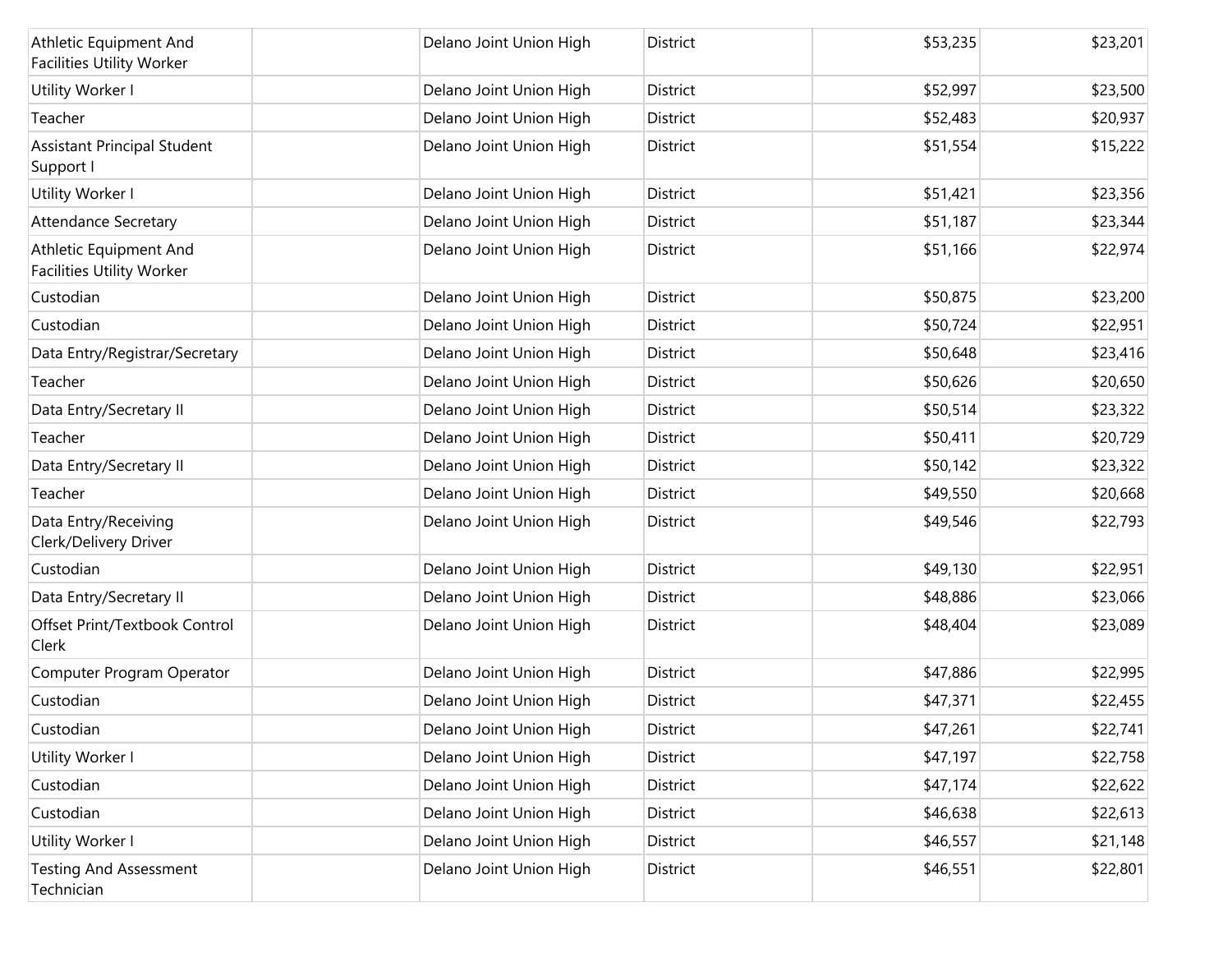| | | | | | |
|---|---|---|---|---|---|
| Athletic Equipment And Facilities Utility Worker | | Delano Joint Union High | District | $53,235 | $23,201 |
| Utility Worker I | | Delano Joint Union High | District | $52,997 | $23,500 |
| Teacher | | Delano Joint Union High | District | $52,483 | $20,937 |
| Assistant Principal Student Support I | | Delano Joint Union High | District | $51,554 | $15,222 |
| Utility Worker I | | Delano Joint Union High | District | $51,421 | $23,356 |
| Attendance Secretary | | Delano Joint Union High | District | $51,187 | $23,344 |
| Athletic Equipment And Facilities Utility Worker | | Delano Joint Union High | District | $51,166 | $22,974 |
| Custodian | | Delano Joint Union High | District | $50,875 | $23,200 |
| Custodian | | Delano Joint Union High | District | $50,724 | $22,951 |
| Data Entry/Registrar/Secretary | | Delano Joint Union High | District | $50,648 | $23,416 |
| Teacher | | Delano Joint Union High | District | $50,626 | $20,650 |
| Data Entry/Secretary II | | Delano Joint Union High | District | $50,514 | $23,322 |
| Teacher | | Delano Joint Union High | District | $50,411 | $20,729 |
| Data Entry/Secretary II | | Delano Joint Union High | District | $50,142 | $23,322 |
| Teacher | | Delano Joint Union High | District | $49,550 | $20,668 |
| Data Entry/Receiving Clerk/Delivery Driver | | Delano Joint Union High | District | $49,546 | $22,793 |
| Custodian | | Delano Joint Union High | District | $49,130 | $22,951 |
| Data Entry/Secretary II | | Delano Joint Union High | District | $48,886 | $23,066 |
| Offset Print/Textbook Control Clerk | | Delano Joint Union High | District | $48,404 | $23,089 |
| Computer Program Operator | | Delano Joint Union High | District | $47,886 | $22,995 |
| Custodian | | Delano Joint Union High | District | $47,371 | $22,455 |
| Custodian | | Delano Joint Union High | District | $47,261 | $22,741 |
| Utility Worker I | | Delano Joint Union High | District | $47,197 | $22,758 |
| Custodian | | Delano Joint Union High | District | $47,174 | $22,622 |
| Custodian | | Delano Joint Union High | District | $46,638 | $22,613 |
| Utility Worker I | | Delano Joint Union High | District | $46,557 | $21,148 |
| Testing And Assessment Technician | | Delano Joint Union High | District | $46,551 | $22,801 |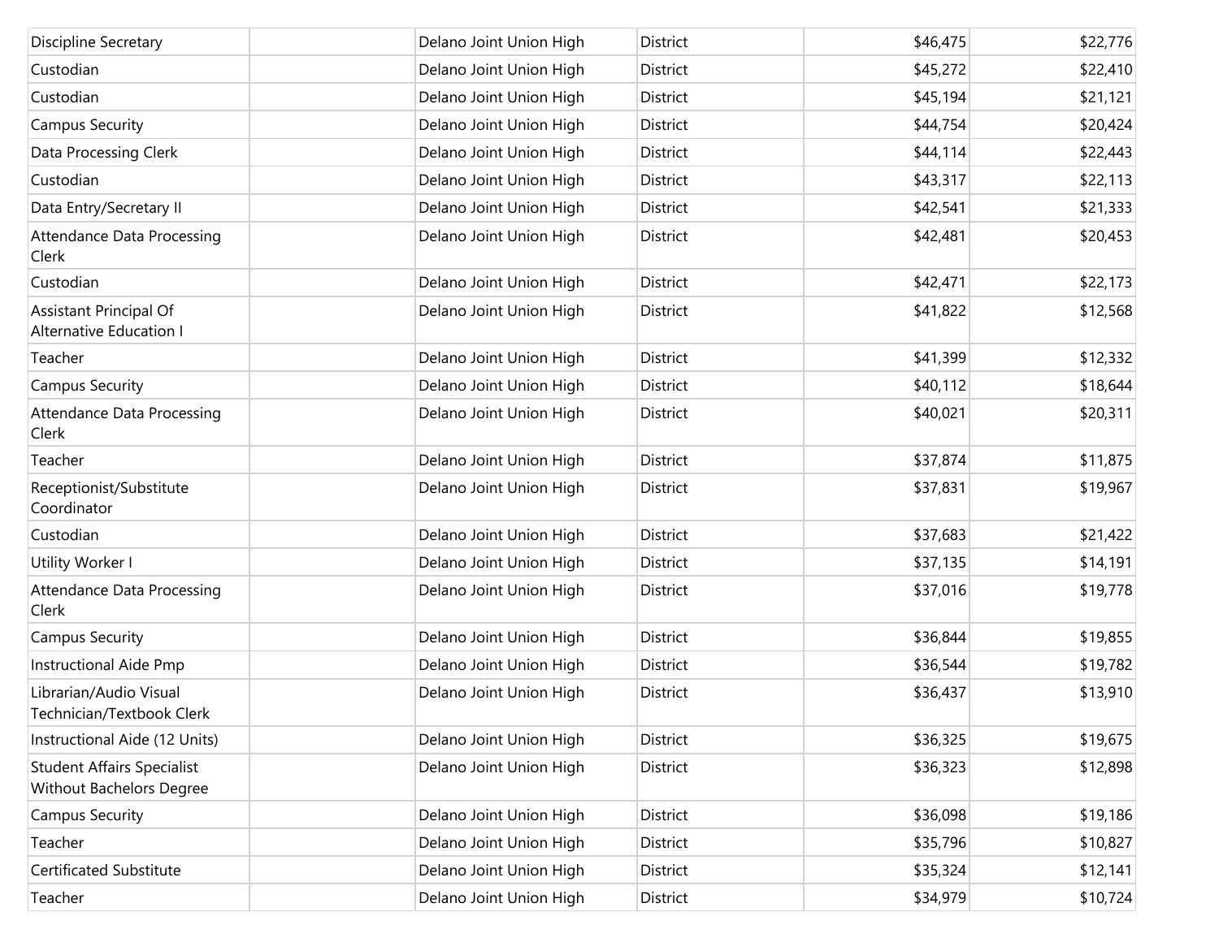| | | | | | |
|---|---|---|---|---|---|
| Discipline Secretary | | Delano Joint Union High | District | $46,475 | $22,776 |
| Custodian | | Delano Joint Union High | District | $45,272 | $22,410 |
| Custodian | | Delano Joint Union High | District | $45,194 | $21,121 |
| Campus Security | | Delano Joint Union High | District | $44,754 | $20,424 |
| Data Processing Clerk | | Delano Joint Union High | District | $44,114 | $22,443 |
| Custodian | | Delano Joint Union High | District | $43,317 | $22,113 |
| Data Entry/Secretary II | | Delano Joint Union High | District | $42,541 | $21,333 |
| Attendance Data Processing Clerk | | Delano Joint Union High | District | $42,481 | $20,453 |
| Custodian | | Delano Joint Union High | District | $42,471 | $22,173 |
| Assistant Principal Of Alternative Education I | | Delano Joint Union High | District | $41,822 | $12,568 |
| Teacher | | Delano Joint Union High | District | $41,399 | $12,332 |
| Campus Security | | Delano Joint Union High | District | $40,112 | $18,644 |
| Attendance Data Processing Clerk | | Delano Joint Union High | District | $40,021 | $20,311 |
| Teacher | | Delano Joint Union High | District | $37,874 | $11,875 |
| Receptionist/Substitute Coordinator | | Delano Joint Union High | District | $37,831 | $19,967 |
| Custodian | | Delano Joint Union High | District | $37,683 | $21,422 |
| Utility Worker I | | Delano Joint Union High | District | $37,135 | $14,191 |
| Attendance Data Processing Clerk | | Delano Joint Union High | District | $37,016 | $19,778 |
| Campus Security | | Delano Joint Union High | District | $36,844 | $19,855 |
| Instructional Aide Pmp | | Delano Joint Union High | District | $36,544 | $19,782 |
| Librarian/Audio Visual Technician/Textbook Clerk | | Delano Joint Union High | District | $36,437 | $13,910 |
| Instructional Aide (12 Units) | | Delano Joint Union High | District | $36,325 | $19,675 |
| Student Affairs Specialist Without Bachelors Degree | | Delano Joint Union High | District | $36,323 | $12,898 |
| Campus Security | | Delano Joint Union High | District | $36,098 | $19,186 |
| Teacher | | Delano Joint Union High | District | $35,796 | $10,827 |
| Certificated Substitute | | Delano Joint Union High | District | $35,324 | $12,141 |
| Teacher | | Delano Joint Union High | District | $34,979 | $10,724 |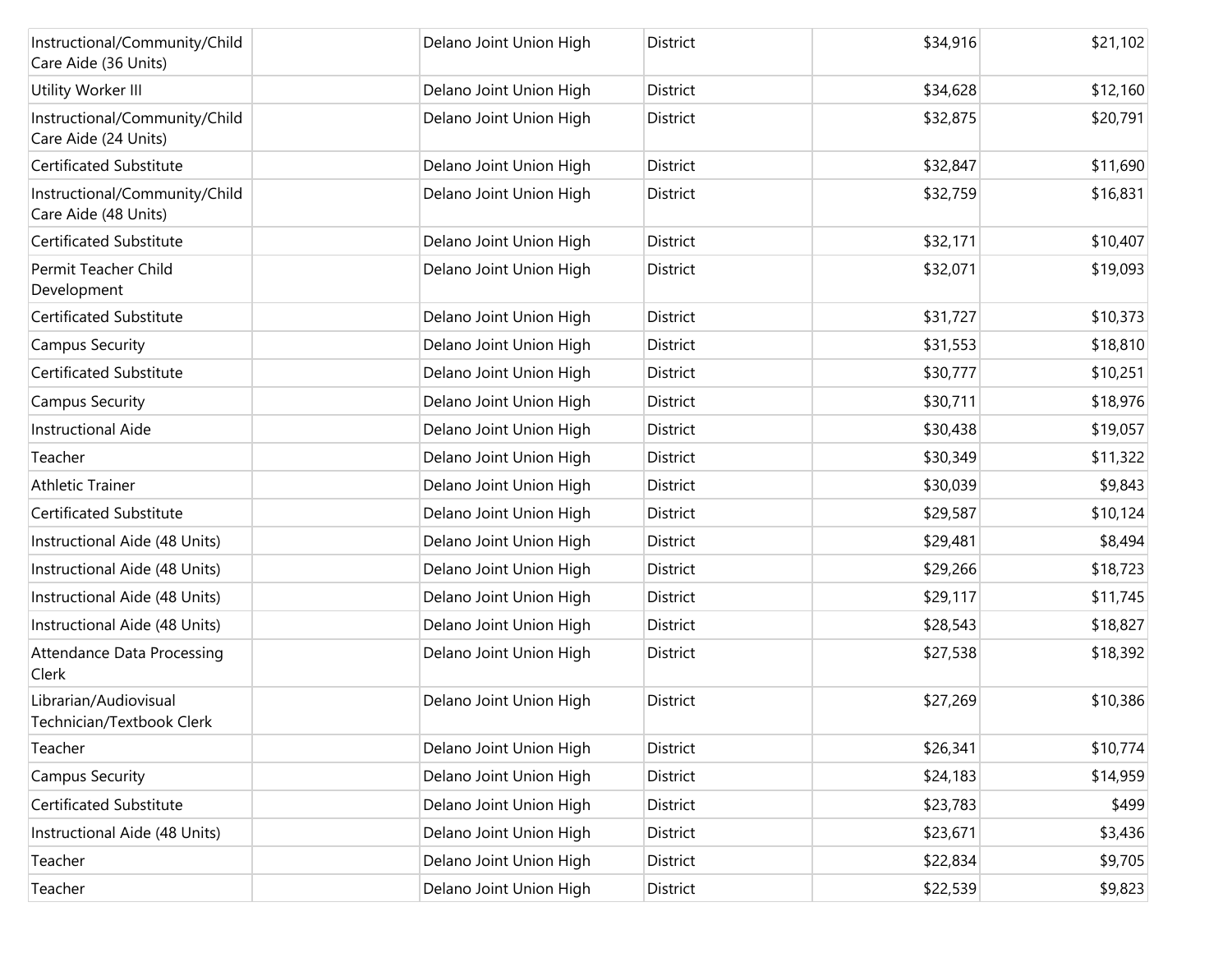| | | | | | |
|---|---|---|---|---|---|
| Instructional/Community/Child Care Aide (36 Units) | | Delano Joint Union High | District | $34,916 | $21,102 |
| Utility Worker III | | Delano Joint Union High | District | $34,628 | $12,160 |
| Instructional/Community/Child Care Aide (24 Units) | | Delano Joint Union High | District | $32,875 | $20,791 |
| Certificated Substitute | | Delano Joint Union High | District | $32,847 | $11,690 |
| Instructional/Community/Child Care Aide (48 Units) | | Delano Joint Union High | District | $32,759 | $16,831 |
| Certificated Substitute | | Delano Joint Union High | District | $32,171 | $10,407 |
| Permit Teacher Child Development | | Delano Joint Union High | District | $32,071 | $19,093 |
| Certificated Substitute | | Delano Joint Union High | District | $31,727 | $10,373 |
| Campus Security | | Delano Joint Union High | District | $31,553 | $18,810 |
| Certificated Substitute | | Delano Joint Union High | District | $30,777 | $10,251 |
| Campus Security | | Delano Joint Union High | District | $30,711 | $18,976 |
| Instructional Aide | | Delano Joint Union High | District | $30,438 | $19,057 |
| Teacher | | Delano Joint Union High | District | $30,349 | $11,322 |
| Athletic Trainer | | Delano Joint Union High | District | $30,039 | $9,843 |
| Certificated Substitute | | Delano Joint Union High | District | $29,587 | $10,124 |
| Instructional Aide (48 Units) | | Delano Joint Union High | District | $29,481 | $8,494 |
| Instructional Aide (48 Units) | | Delano Joint Union High | District | $29,266 | $18,723 |
| Instructional Aide (48 Units) | | Delano Joint Union High | District | $29,117 | $11,745 |
| Instructional Aide (48 Units) | | Delano Joint Union High | District | $28,543 | $18,827 |
| Attendance Data Processing Clerk | | Delano Joint Union High | District | $27,538 | $18,392 |
| Librarian/Audiovisual Technician/Textbook Clerk | | Delano Joint Union High | District | $27,269 | $10,386 |
| Teacher | | Delano Joint Union High | District | $26,341 | $10,774 |
| Campus Security | | Delano Joint Union High | District | $24,183 | $14,959 |
| Certificated Substitute | | Delano Joint Union High | District | $23,783 | $499 |
| Instructional Aide (48 Units) | | Delano Joint Union High | District | $23,671 | $3,436 |
| Teacher | | Delano Joint Union High | District | $22,834 | $9,705 |
| Teacher | | Delano Joint Union High | District | $22,539 | $9,823 |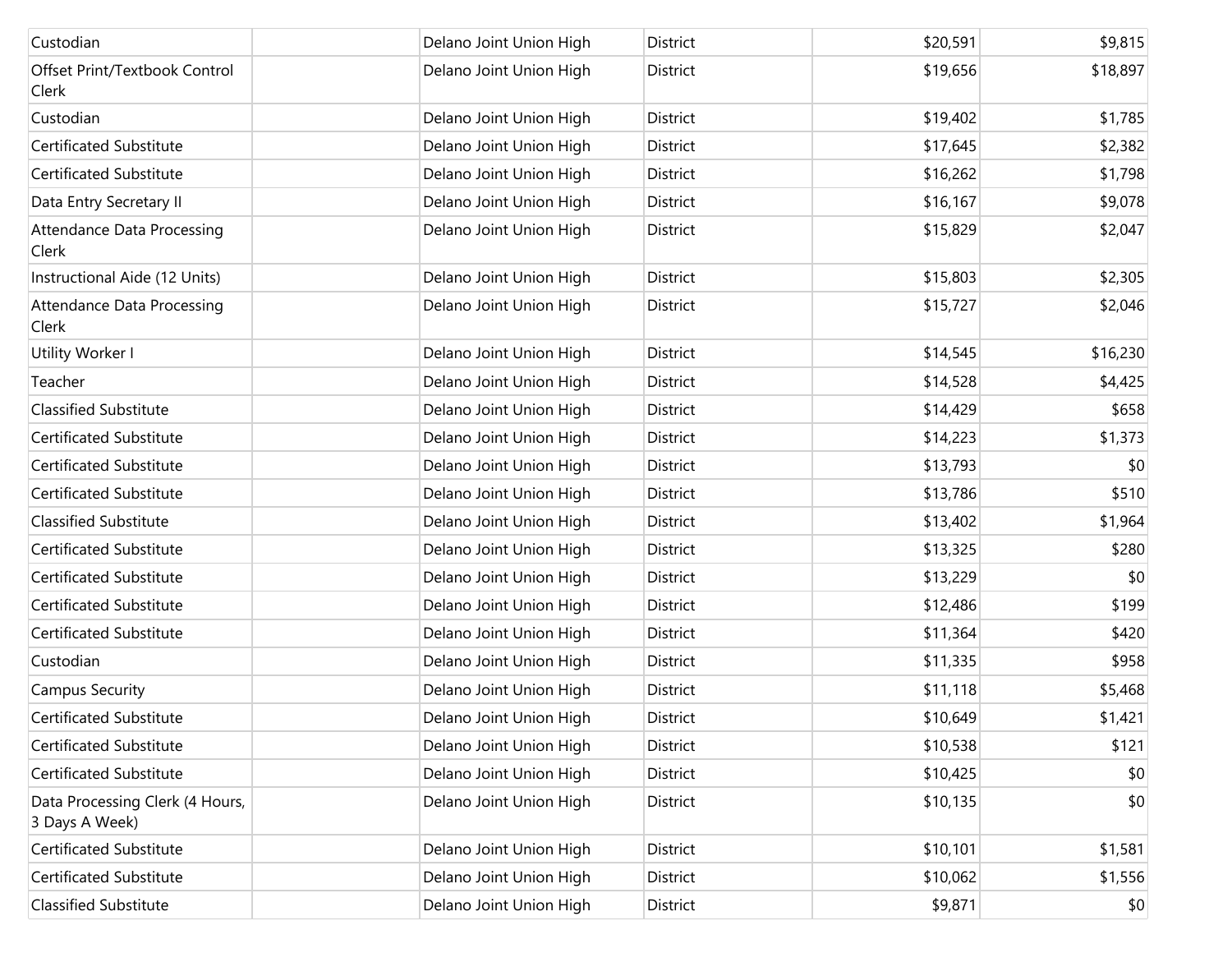| | | | | | |
|---|---|---|---|---|---|
| Custodian | | Delano Joint Union High | District | $20,591 | $9,815 |
| Offset Print/Textbook Control Clerk | | Delano Joint Union High | District | $19,656 | $18,897 |
| Custodian | | Delano Joint Union High | District | $19,402 | $1,785 |
| Certificated Substitute | | Delano Joint Union High | District | $17,645 | $2,382 |
| Certificated Substitute | | Delano Joint Union High | District | $16,262 | $1,798 |
| Data Entry Secretary II | | Delano Joint Union High | District | $16,167 | $9,078 |
| Attendance Data Processing Clerk | | Delano Joint Union High | District | $15,829 | $2,047 |
| Instructional Aide (12 Units) | | Delano Joint Union High | District | $15,803 | $2,305 |
| Attendance Data Processing Clerk | | Delano Joint Union High | District | $15,727 | $2,046 |
| Utility Worker I | | Delano Joint Union High | District | $14,545 | $16,230 |
| Teacher | | Delano Joint Union High | District | $14,528 | $4,425 |
| Classified Substitute | | Delano Joint Union High | District | $14,429 | $658 |
| Certificated Substitute | | Delano Joint Union High | District | $14,223 | $1,373 |
| Certificated Substitute | | Delano Joint Union High | District | $13,793 | $0 |
| Certificated Substitute | | Delano Joint Union High | District | $13,786 | $510 |
| Classified Substitute | | Delano Joint Union High | District | $13,402 | $1,964 |
| Certificated Substitute | | Delano Joint Union High | District | $13,325 | $280 |
| Certificated Substitute | | Delano Joint Union High | District | $13,229 | $0 |
| Certificated Substitute | | Delano Joint Union High | District | $12,486 | $199 |
| Certificated Substitute | | Delano Joint Union High | District | $11,364 | $420 |
| Custodian | | Delano Joint Union High | District | $11,335 | $958 |
| Campus Security | | Delano Joint Union High | District | $11,118 | $5,468 |
| Certificated Substitute | | Delano Joint Union High | District | $10,649 | $1,421 |
| Certificated Substitute | | Delano Joint Union High | District | $10,538 | $121 |
| Certificated Substitute | | Delano Joint Union High | District | $10,425 | $0 |
| Data Processing Clerk (4 Hours, 3 Days A Week) | | Delano Joint Union High | District | $10,135 | $0 |
| Certificated Substitute | | Delano Joint Union High | District | $10,101 | $1,581 |
| Certificated Substitute | | Delano Joint Union High | District | $10,062 | $1,556 |
| Classified Substitute | | Delano Joint Union High | District | $9,871 | $0 |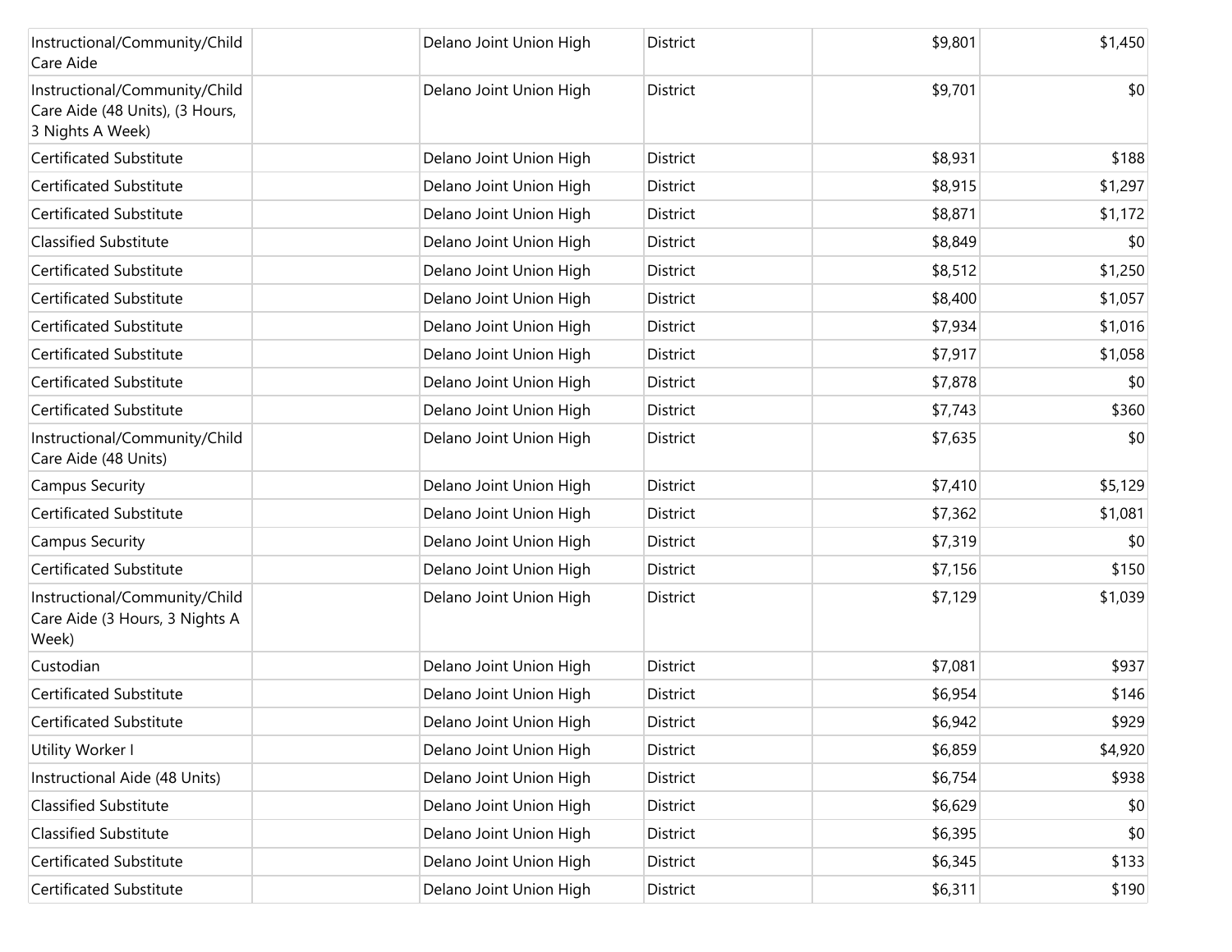| | | | | | |
|---|---|---|---|---|---|
| Instructional/Community/Child Care Aide | | Delano Joint Union High | District | $9,801 | $1,450 |
| Instructional/Community/Child Care Aide (48 Units), (3 Hours, 3 Nights A Week) | | Delano Joint Union High | District | $9,701 | $0 |
| Certificated Substitute | | Delano Joint Union High | District | $8,931 | $188 |
| Certificated Substitute | | Delano Joint Union High | District | $8,915 | $1,297 |
| Certificated Substitute | | Delano Joint Union High | District | $8,871 | $1,172 |
| Classified Substitute | | Delano Joint Union High | District | $8,849 | $0 |
| Certificated Substitute | | Delano Joint Union High | District | $8,512 | $1,250 |
| Certificated Substitute | | Delano Joint Union High | District | $8,400 | $1,057 |
| Certificated Substitute | | Delano Joint Union High | District | $7,934 | $1,016 |
| Certificated Substitute | | Delano Joint Union High | District | $7,917 | $1,058 |
| Certificated Substitute | | Delano Joint Union High | District | $7,878 | $0 |
| Certificated Substitute | | Delano Joint Union High | District | $7,743 | $360 |
| Instructional/Community/Child Care Aide (48 Units) | | Delano Joint Union High | District | $7,635 | $0 |
| Campus Security | | Delano Joint Union High | District | $7,410 | $5,129 |
| Certificated Substitute | | Delano Joint Union High | District | $7,362 | $1,081 |
| Campus Security | | Delano Joint Union High | District | $7,319 | $0 |
| Certificated Substitute | | Delano Joint Union High | District | $7,156 | $150 |
| Instructional/Community/Child Care Aide (3 Hours, 3 Nights A Week) | | Delano Joint Union High | District | $7,129 | $1,039 |
| Custodian | | Delano Joint Union High | District | $7,081 | $937 |
| Certificated Substitute | | Delano Joint Union High | District | $6,954 | $146 |
| Certificated Substitute | | Delano Joint Union High | District | $6,942 | $929 |
| Utility Worker I | | Delano Joint Union High | District | $6,859 | $4,920 |
| Instructional Aide (48 Units) | | Delano Joint Union High | District | $6,754 | $938 |
| Classified Substitute | | Delano Joint Union High | District | $6,629 | $0 |
| Classified Substitute | | Delano Joint Union High | District | $6,395 | $0 |
| Certificated Substitute | | Delano Joint Union High | District | $6,345 | $133 |
| Certificated Substitute | | Delano Joint Union High | District | $6,311 | $190 |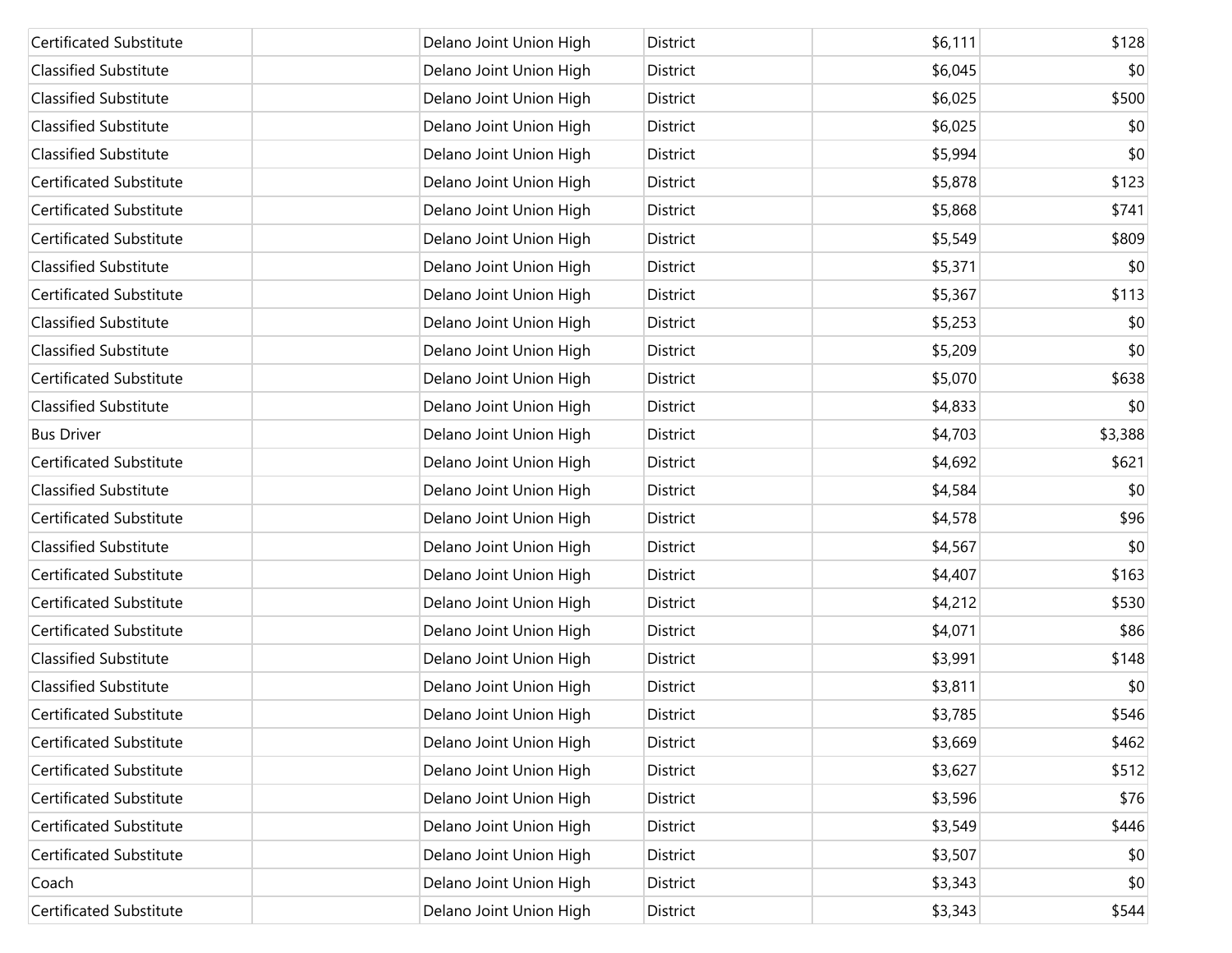| | | | | | |
|---|---|---|---|---|---|
| Certificated Substitute | | Delano Joint Union High | District | $6,111 | $128 |
| Classified Substitute | | Delano Joint Union High | District | $6,045 | $0 |
| Classified Substitute | | Delano Joint Union High | District | $6,025 | $500 |
| Classified Substitute | | Delano Joint Union High | District | $6,025 | $0 |
| Classified Substitute | | Delano Joint Union High | District | $5,994 | $0 |
| Certificated Substitute | | Delano Joint Union High | District | $5,878 | $123 |
| Certificated Substitute | | Delano Joint Union High | District | $5,868 | $741 |
| Certificated Substitute | | Delano Joint Union High | District | $5,549 | $809 |
| Classified Substitute | | Delano Joint Union High | District | $5,371 | $0 |
| Certificated Substitute | | Delano Joint Union High | District | $5,367 | $113 |
| Classified Substitute | | Delano Joint Union High | District | $5,253 | $0 |
| Classified Substitute | | Delano Joint Union High | District | $5,209 | $0 |
| Certificated Substitute | | Delano Joint Union High | District | $5,070 | $638 |
| Classified Substitute | | Delano Joint Union High | District | $4,833 | $0 |
| Bus Driver | | Delano Joint Union High | District | $4,703 | $3,388 |
| Certificated Substitute | | Delano Joint Union High | District | $4,692 | $621 |
| Classified Substitute | | Delano Joint Union High | District | $4,584 | $0 |
| Certificated Substitute | | Delano Joint Union High | District | $4,578 | $96 |
| Classified Substitute | | Delano Joint Union High | District | $4,567 | $0 |
| Certificated Substitute | | Delano Joint Union High | District | $4,407 | $163 |
| Certificated Substitute | | Delano Joint Union High | District | $4,212 | $530 |
| Certificated Substitute | | Delano Joint Union High | District | $4,071 | $86 |
| Classified Substitute | | Delano Joint Union High | District | $3,991 | $148 |
| Classified Substitute | | Delano Joint Union High | District | $3,811 | $0 |
| Certificated Substitute | | Delano Joint Union High | District | $3,785 | $546 |
| Certificated Substitute | | Delano Joint Union High | District | $3,669 | $462 |
| Certificated Substitute | | Delano Joint Union High | District | $3,627 | $512 |
| Certificated Substitute | | Delano Joint Union High | District | $3,596 | $76 |
| Certificated Substitute | | Delano Joint Union High | District | $3,549 | $446 |
| Certificated Substitute | | Delano Joint Union High | District | $3,507 | $0 |
| Coach | | Delano Joint Union High | District | $3,343 | $0 |
| Certificated Substitute | | Delano Joint Union High | District | $3,343 | $544 |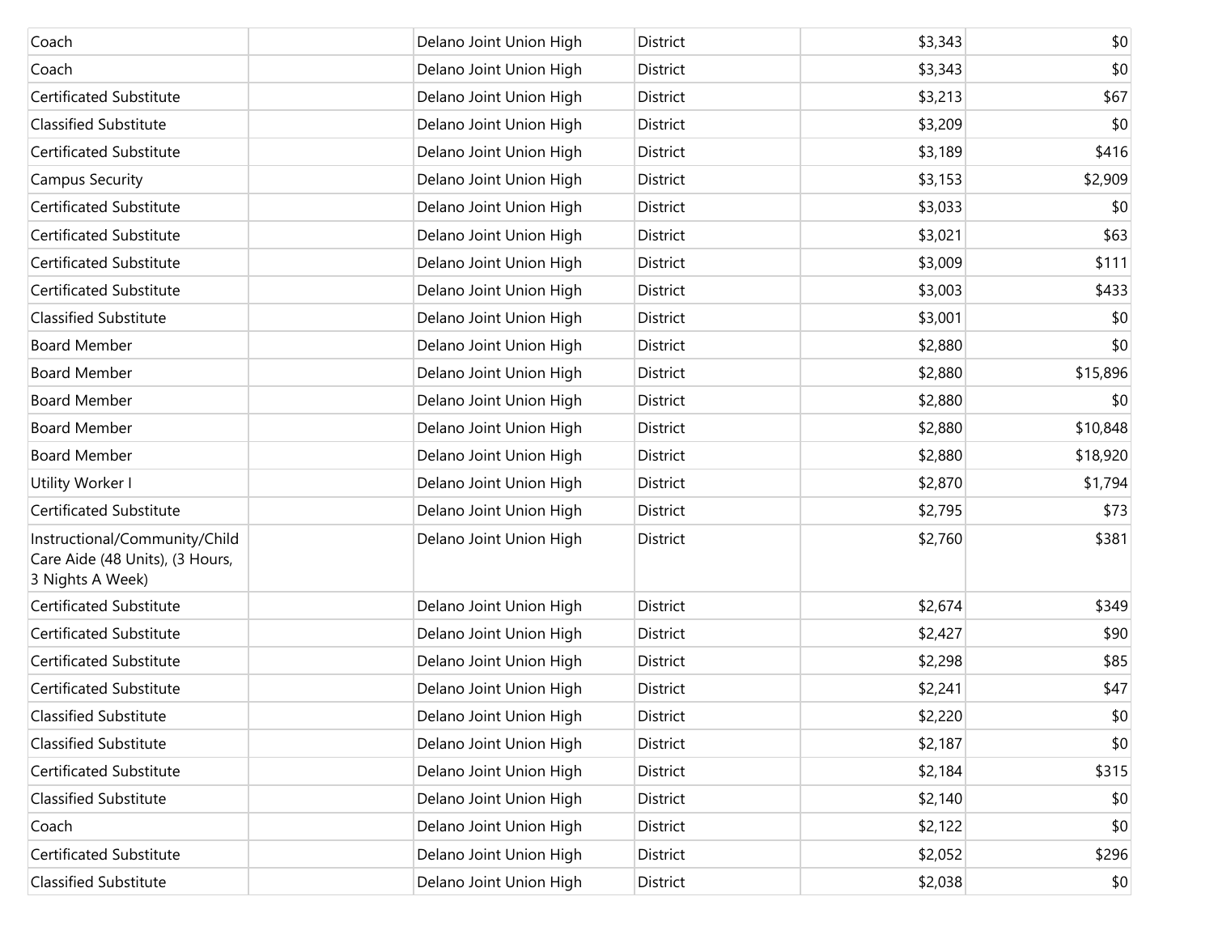| | | | | | |
|---|---|---|---|---|---|
| Coach | | Delano Joint Union High | District | $3,343 | $0 |
| Coach | | Delano Joint Union High | District | $3,343 | $0 |
| Certificated Substitute | | Delano Joint Union High | District | $3,213 | $67 |
| Classified Substitute | | Delano Joint Union High | District | $3,209 | $0 |
| Certificated Substitute | | Delano Joint Union High | District | $3,189 | $416 |
| Campus Security | | Delano Joint Union High | District | $3,153 | $2,909 |
| Certificated Substitute | | Delano Joint Union High | District | $3,033 | $0 |
| Certificated Substitute | | Delano Joint Union High | District | $3,021 | $63 |
| Certificated Substitute | | Delano Joint Union High | District | $3,009 | $111 |
| Certificated Substitute | | Delano Joint Union High | District | $3,003 | $433 |
| Classified Substitute | | Delano Joint Union High | District | $3,001 | $0 |
| Board Member | | Delano Joint Union High | District | $2,880 | $0 |
| Board Member | | Delano Joint Union High | District | $2,880 | $15,896 |
| Board Member | | Delano Joint Union High | District | $2,880 | $0 |
| Board Member | | Delano Joint Union High | District | $2,880 | $10,848 |
| Board Member | | Delano Joint Union High | District | $2,880 | $18,920 |
| Utility Worker I | | Delano Joint Union High | District | $2,870 | $1,794 |
| Certificated Substitute | | Delano Joint Union High | District | $2,795 | $73 |
| Instructional/Community/Child Care Aide (48 Units), (3 Hours, 3 Nights A Week) | | Delano Joint Union High | District | $2,760 | $381 |
| Certificated Substitute | | Delano Joint Union High | District | $2,674 | $349 |
| Certificated Substitute | | Delano Joint Union High | District | $2,427 | $90 |
| Certificated Substitute | | Delano Joint Union High | District | $2,298 | $85 |
| Certificated Substitute | | Delano Joint Union High | District | $2,241 | $47 |
| Classified Substitute | | Delano Joint Union High | District | $2,220 | $0 |
| Classified Substitute | | Delano Joint Union High | District | $2,187 | $0 |
| Certificated Substitute | | Delano Joint Union High | District | $2,184 | $315 |
| Classified Substitute | | Delano Joint Union High | District | $2,140 | $0 |
| Coach | | Delano Joint Union High | District | $2,122 | $0 |
| Certificated Substitute | | Delano Joint Union High | District | $2,052 | $296 |
| Classified Substitute | | Delano Joint Union High | District | $2,038 | $0 |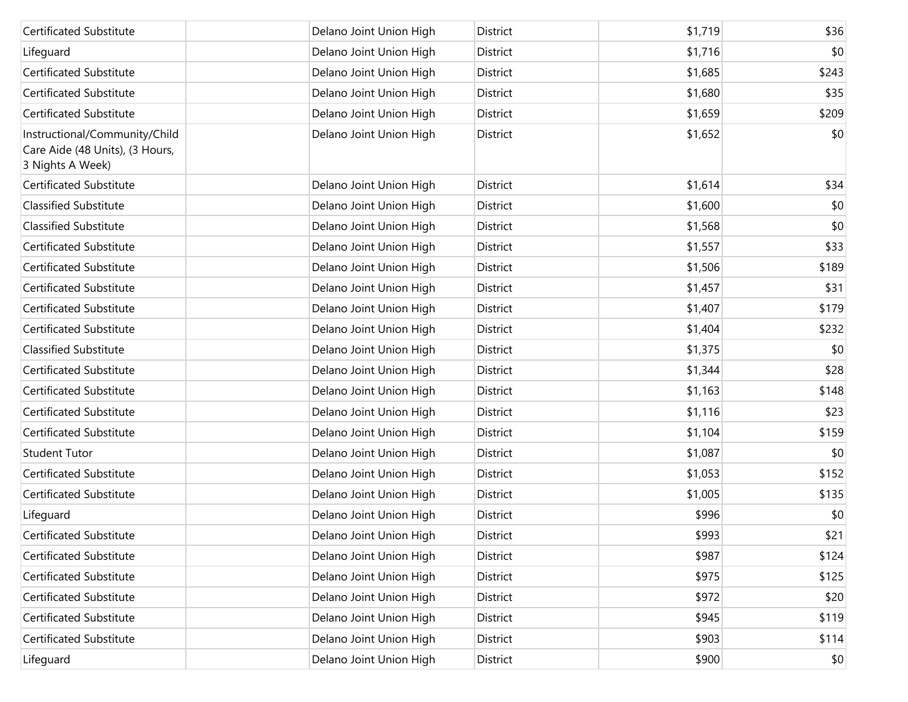| | | | | | |
|---|---|---|---|---|---|
| Certificated Substitute | | Delano Joint Union High | District | $1,719 | $36 |
| Lifeguard | | Delano Joint Union High | District | $1,716 | $0 |
| Certificated Substitute | | Delano Joint Union High | District | $1,685 | $243 |
| Certificated Substitute | | Delano Joint Union High | District | $1,680 | $35 |
| Certificated Substitute | | Delano Joint Union High | District | $1,659 | $209 |
| Instructional/Community/Child Care Aide (48 Units), (3 Hours, 3 Nights A Week) | | Delano Joint Union High | District | $1,652 | $0 |
| Certificated Substitute | | Delano Joint Union High | District | $1,614 | $34 |
| Classified Substitute | | Delano Joint Union High | District | $1,600 | $0 |
| Classified Substitute | | Delano Joint Union High | District | $1,568 | $0 |
| Certificated Substitute | | Delano Joint Union High | District | $1,557 | $33 |
| Certificated Substitute | | Delano Joint Union High | District | $1,506 | $189 |
| Certificated Substitute | | Delano Joint Union High | District | $1,457 | $31 |
| Certificated Substitute | | Delano Joint Union High | District | $1,407 | $179 |
| Certificated Substitute | | Delano Joint Union High | District | $1,404 | $232 |
| Classified Substitute | | Delano Joint Union High | District | $1,375 | $0 |
| Certificated Substitute | | Delano Joint Union High | District | $1,344 | $28 |
| Certificated Substitute | | Delano Joint Union High | District | $1,163 | $148 |
| Certificated Substitute | | Delano Joint Union High | District | $1,116 | $23 |
| Certificated Substitute | | Delano Joint Union High | District | $1,104 | $159 |
| Student Tutor | | Delano Joint Union High | District | $1,087 | $0 |
| Certificated Substitute | | Delano Joint Union High | District | $1,053 | $152 |
| Certificated Substitute | | Delano Joint Union High | District | $1,005 | $135 |
| Lifeguard | | Delano Joint Union High | District | $996 | $0 |
| Certificated Substitute | | Delano Joint Union High | District | $993 | $21 |
| Certificated Substitute | | Delano Joint Union High | District | $987 | $124 |
| Certificated Substitute | | Delano Joint Union High | District | $975 | $125 |
| Certificated Substitute | | Delano Joint Union High | District | $972 | $20 |
| Certificated Substitute | | Delano Joint Union High | District | $945 | $119 |
| Certificated Substitute | | Delano Joint Union High | District | $903 | $114 |
| Lifeguard | | Delano Joint Union High | District | $900 | $0 |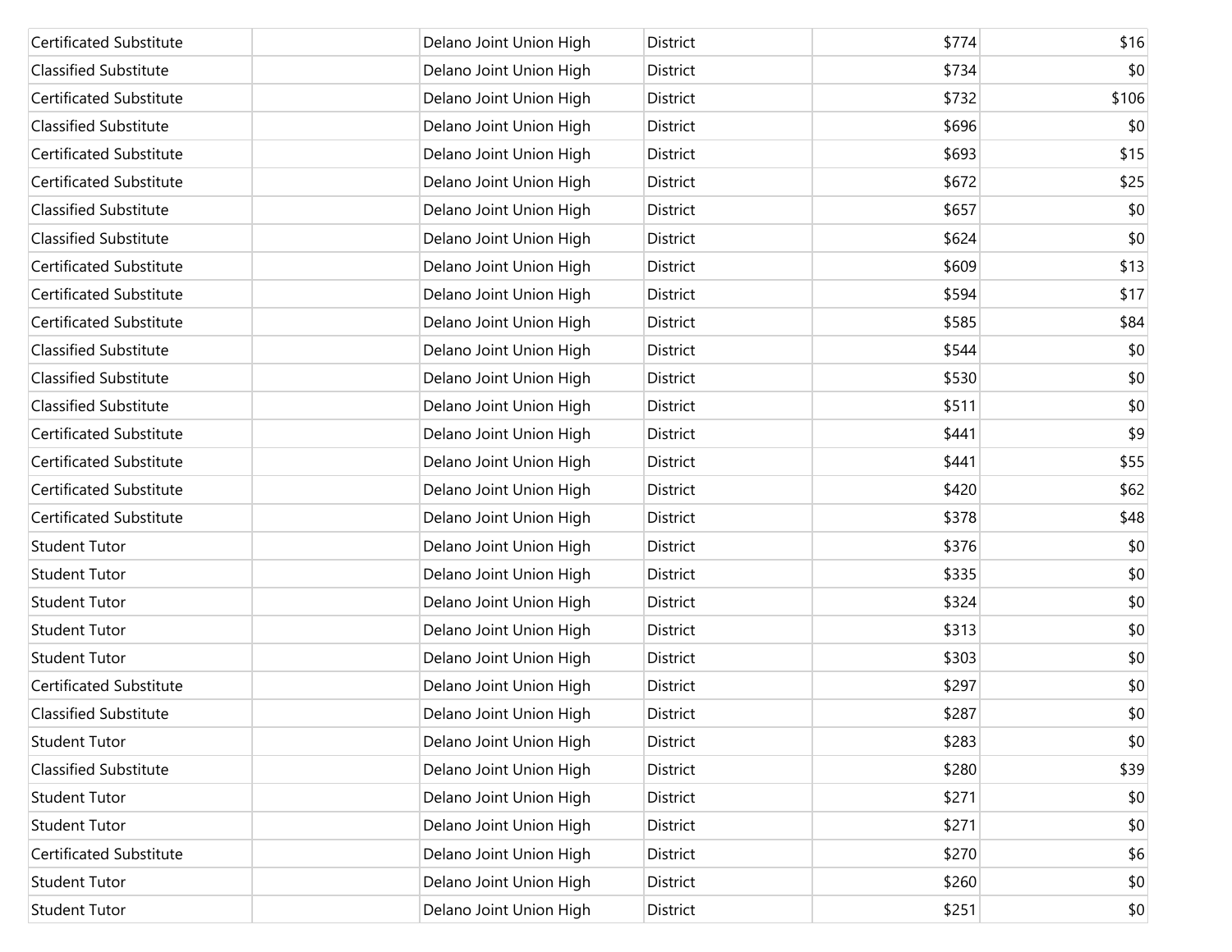| | | | | | |
|---|---|---|---|---|---|
| Certificated Substitute | | Delano Joint Union High | District | $774 | $16 |
| Classified Substitute | | Delano Joint Union High | District | $734 | $0 |
| Certificated Substitute | | Delano Joint Union High | District | $732 | $106 |
| Classified Substitute | | Delano Joint Union High | District | $696 | $0 |
| Certificated Substitute | | Delano Joint Union High | District | $693 | $15 |
| Certificated Substitute | | Delano Joint Union High | District | $672 | $25 |
| Classified Substitute | | Delano Joint Union High | District | $657 | $0 |
| Classified Substitute | | Delano Joint Union High | District | $624 | $0 |
| Certificated Substitute | | Delano Joint Union High | District | $609 | $13 |
| Certificated Substitute | | Delano Joint Union High | District | $594 | $17 |
| Certificated Substitute | | Delano Joint Union High | District | $585 | $84 |
| Classified Substitute | | Delano Joint Union High | District | $544 | $0 |
| Classified Substitute | | Delano Joint Union High | District | $530 | $0 |
| Classified Substitute | | Delano Joint Union High | District | $511 | $0 |
| Certificated Substitute | | Delano Joint Union High | District | $441 | $9 |
| Certificated Substitute | | Delano Joint Union High | District | $441 | $55 |
| Certificated Substitute | | Delano Joint Union High | District | $420 | $62 |
| Certificated Substitute | | Delano Joint Union High | District | $378 | $48 |
| Student Tutor | | Delano Joint Union High | District | $376 | $0 |
| Student Tutor | | Delano Joint Union High | District | $335 | $0 |
| Student Tutor | | Delano Joint Union High | District | $324 | $0 |
| Student Tutor | | Delano Joint Union High | District | $313 | $0 |
| Student Tutor | | Delano Joint Union High | District | $303 | $0 |
| Certificated Substitute | | Delano Joint Union High | District | $297 | $0 |
| Classified Substitute | | Delano Joint Union High | District | $287 | $0 |
| Student Tutor | | Delano Joint Union High | District | $283 | $0 |
| Classified Substitute | | Delano Joint Union High | District | $280 | $39 |
| Student Tutor | | Delano Joint Union High | District | $271 | $0 |
| Student Tutor | | Delano Joint Union High | District | $271 | $0 |
| Certificated Substitute | | Delano Joint Union High | District | $270 | $6 |
| Student Tutor | | Delano Joint Union High | District | $260 | $0 |
| Student Tutor | | Delano Joint Union High | District | $251 | $0 |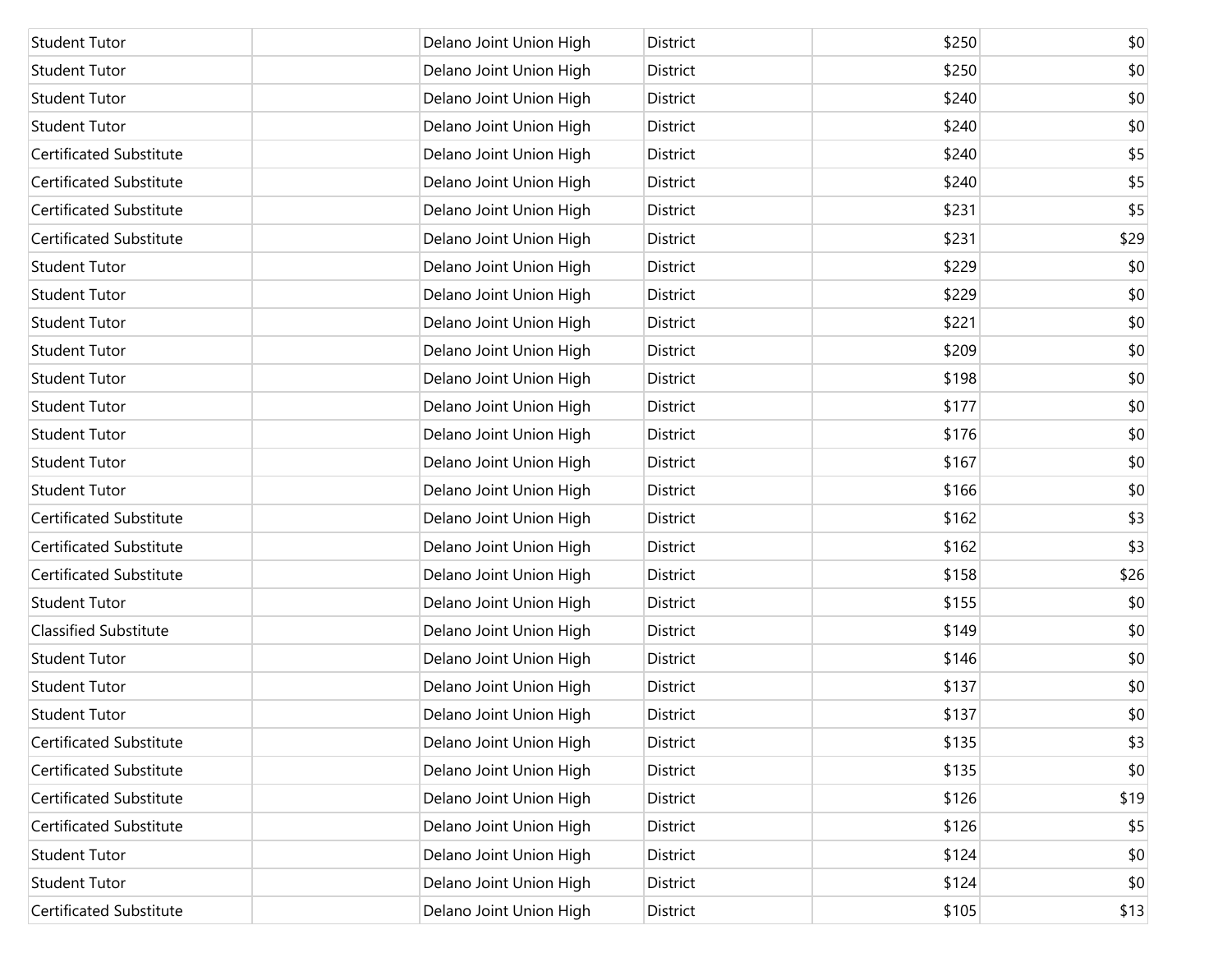| | | | | | |
|---|---|---|---|---|---|
| Student Tutor | | Delano Joint Union High | District | $250 | $0 |
| Student Tutor | | Delano Joint Union High | District | $250 | $0 |
| Student Tutor | | Delano Joint Union High | District | $240 | $0 |
| Student Tutor | | Delano Joint Union High | District | $240 | $0 |
| Certificated Substitute | | Delano Joint Union High | District | $240 | $5 |
| Certificated Substitute | | Delano Joint Union High | District | $240 | $5 |
| Certificated Substitute | | Delano Joint Union High | District | $231 | $5 |
| Certificated Substitute | | Delano Joint Union High | District | $231 | $29 |
| Student Tutor | | Delano Joint Union High | District | $229 | $0 |
| Student Tutor | | Delano Joint Union High | District | $229 | $0 |
| Student Tutor | | Delano Joint Union High | District | $221 | $0 |
| Student Tutor | | Delano Joint Union High | District | $209 | $0 |
| Student Tutor | | Delano Joint Union High | District | $198 | $0 |
| Student Tutor | | Delano Joint Union High | District | $177 | $0 |
| Student Tutor | | Delano Joint Union High | District | $176 | $0 |
| Student Tutor | | Delano Joint Union High | District | $167 | $0 |
| Student Tutor | | Delano Joint Union High | District | $166 | $0 |
| Certificated Substitute | | Delano Joint Union High | District | $162 | $3 |
| Certificated Substitute | | Delano Joint Union High | District | $162 | $3 |
| Certificated Substitute | | Delano Joint Union High | District | $158 | $26 |
| Student Tutor | | Delano Joint Union High | District | $155 | $0 |
| Classified Substitute | | Delano Joint Union High | District | $149 | $0 |
| Student Tutor | | Delano Joint Union High | District | $146 | $0 |
| Student Tutor | | Delano Joint Union High | District | $137 | $0 |
| Student Tutor | | Delano Joint Union High | District | $137 | $0 |
| Certificated Substitute | | Delano Joint Union High | District | $135 | $3 |
| Certificated Substitute | | Delano Joint Union High | District | $135 | $0 |
| Certificated Substitute | | Delano Joint Union High | District | $126 | $19 |
| Certificated Substitute | | Delano Joint Union High | District | $126 | $5 |
| Student Tutor | | Delano Joint Union High | District | $124 | $0 |
| Student Tutor | | Delano Joint Union High | District | $124 | $0 |
| Certificated Substitute | | Delano Joint Union High | District | $105 | $13 |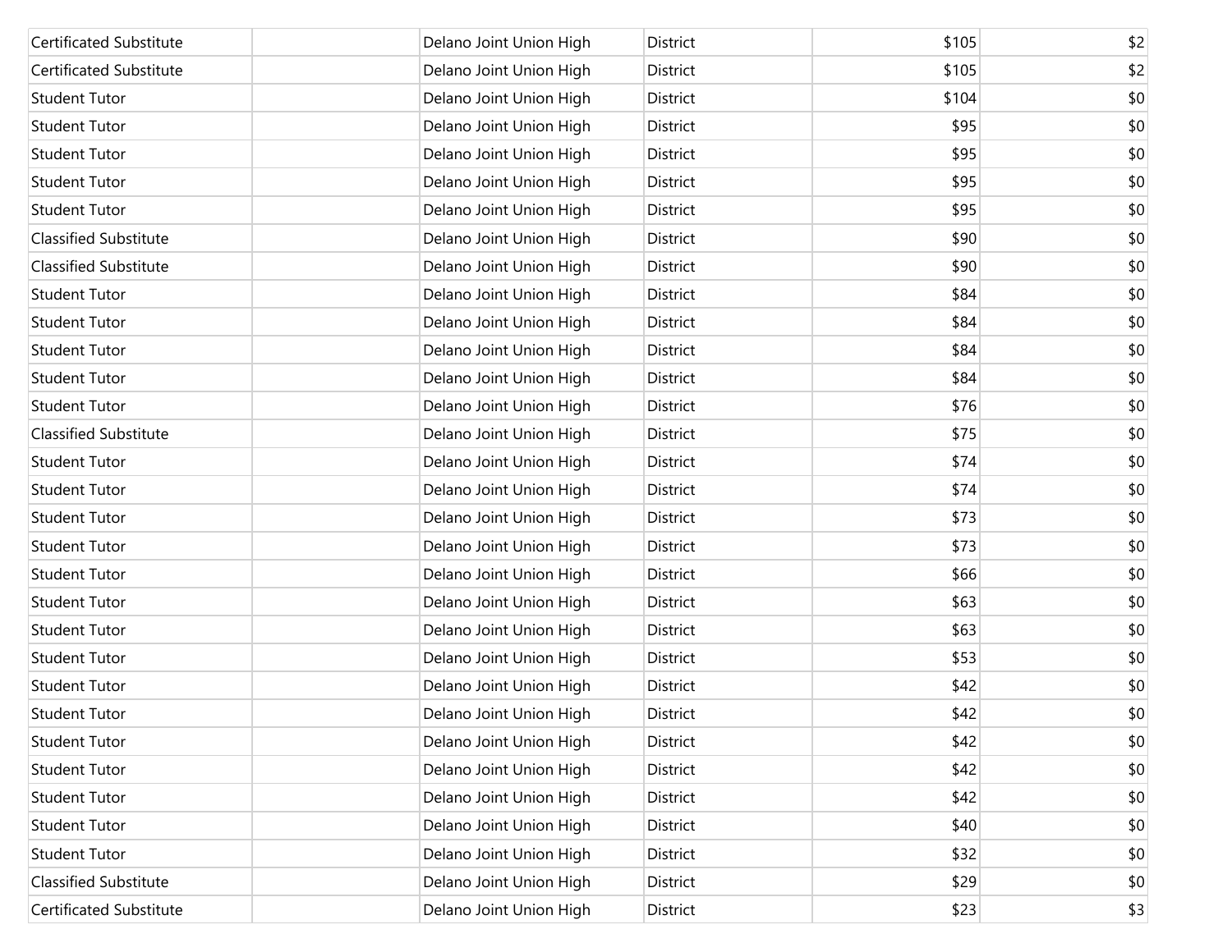| | | | | | |
|---|---|---|---|---|---|
| Certificated Substitute | | Delano Joint Union High | District | $105 | $2 |
| Certificated Substitute | | Delano Joint Union High | District | $105 | $2 |
| Student Tutor | | Delano Joint Union High | District | $104 | $0 |
| Student Tutor | | Delano Joint Union High | District | $95 | $0 |
| Student Tutor | | Delano Joint Union High | District | $95 | $0 |
| Student Tutor | | Delano Joint Union High | District | $95 | $0 |
| Student Tutor | | Delano Joint Union High | District | $95 | $0 |
| Classified Substitute | | Delano Joint Union High | District | $90 | $0 |
| Classified Substitute | | Delano Joint Union High | District | $90 | $0 |
| Student Tutor | | Delano Joint Union High | District | $84 | $0 |
| Student Tutor | | Delano Joint Union High | District | $84 | $0 |
| Student Tutor | | Delano Joint Union High | District | $84 | $0 |
| Student Tutor | | Delano Joint Union High | District | $84 | $0 |
| Student Tutor | | Delano Joint Union High | District | $76 | $0 |
| Classified Substitute | | Delano Joint Union High | District | $75 | $0 |
| Student Tutor | | Delano Joint Union High | District | $74 | $0 |
| Student Tutor | | Delano Joint Union High | District | $74 | $0 |
| Student Tutor | | Delano Joint Union High | District | $73 | $0 |
| Student Tutor | | Delano Joint Union High | District | $73 | $0 |
| Student Tutor | | Delano Joint Union High | District | $66 | $0 |
| Student Tutor | | Delano Joint Union High | District | $63 | $0 |
| Student Tutor | | Delano Joint Union High | District | $63 | $0 |
| Student Tutor | | Delano Joint Union High | District | $53 | $0 |
| Student Tutor | | Delano Joint Union High | District | $42 | $0 |
| Student Tutor | | Delano Joint Union High | District | $42 | $0 |
| Student Tutor | | Delano Joint Union High | District | $42 | $0 |
| Student Tutor | | Delano Joint Union High | District | $42 | $0 |
| Student Tutor | | Delano Joint Union High | District | $42 | $0 |
| Student Tutor | | Delano Joint Union High | District | $40 | $0 |
| Student Tutor | | Delano Joint Union High | District | $32 | $0 |
| Classified Substitute | | Delano Joint Union High | District | $29 | $0 |
| Certificated Substitute | | Delano Joint Union High | District | $23 | $3 |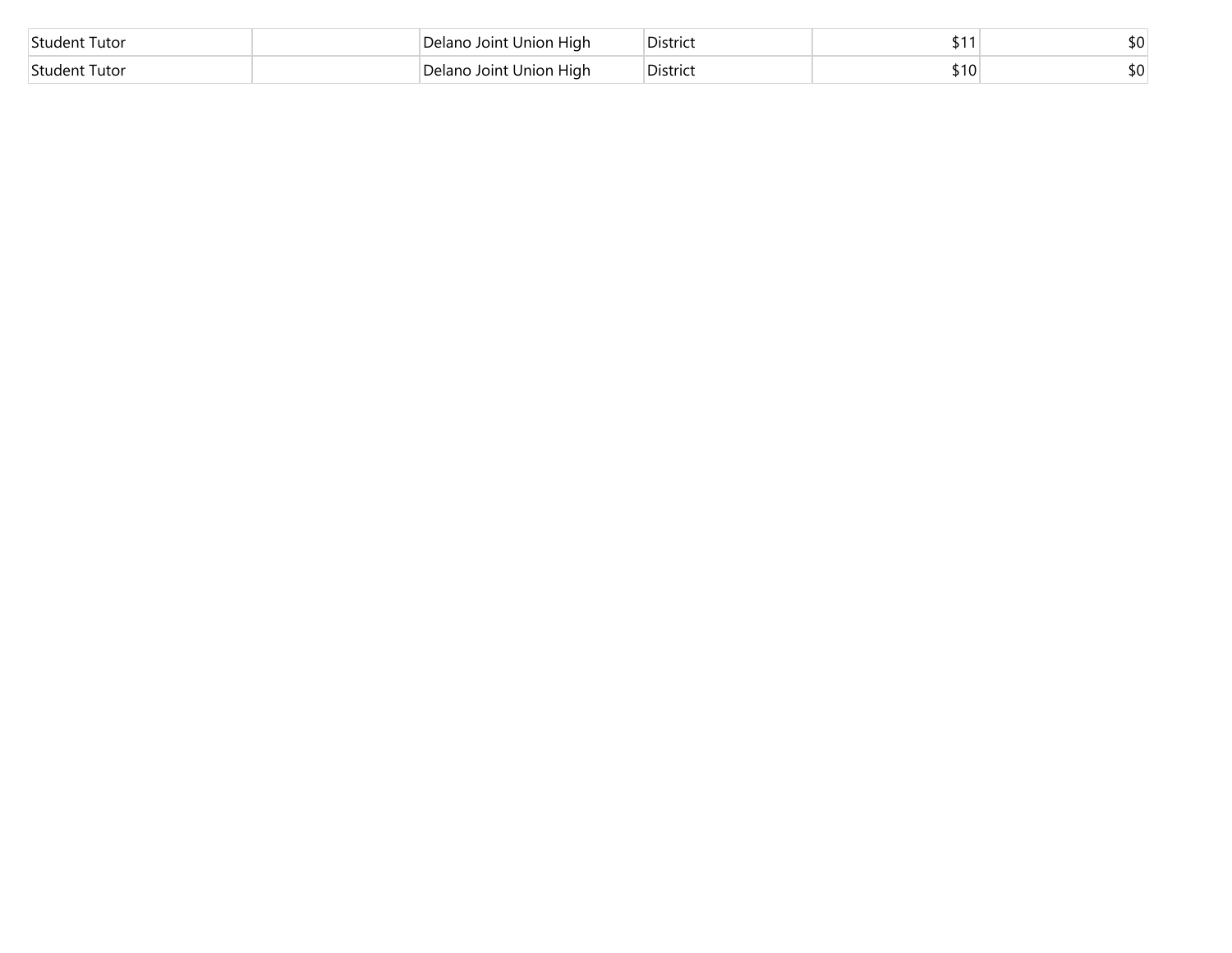| | | | | | |
|---|---|---|---|---|---|
| Student Tutor | | Delano Joint Union High | District | $11 | $0 |
| Student Tutor | | Delano Joint Union High | District | $10 | $0 |